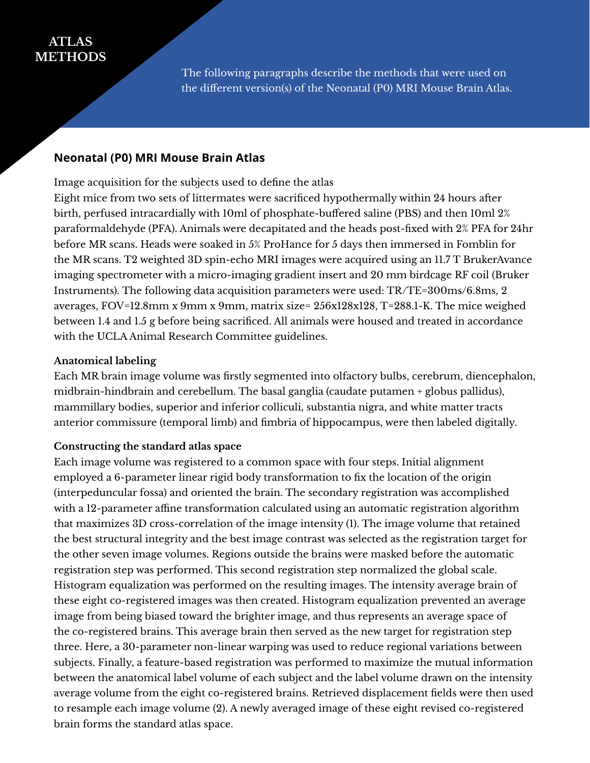# ATLAS METHODS

The following paragraphs describe the methods that were used on the different version(s) of the Neonatal (P0) MRI Mouse Brain Atlas.

## Neonatal (P0) MRI Mouse Brain Atlas

Image acquisition for the subjects used to define the atlas
Eight mice from two sets of littermates were sacrificed hypothermally within 24 hours after birth, perfused intracardially with 10ml of phosphate-buffered saline (PBS) and then 10ml 2% paraformaldehyde (PFA). Animals were decapitated and the heads post-fixed with 2% PFA for 24hr before MR scans. Heads were soaked in 5% ProHance for 5 days then immersed in Fomblin for the MR scans. T2 weighted 3D spin-echo MRI images were acquired using an 11.7 T BrukerAvance imaging spectrometer with a micro-imaging gradient insert and 20 mm birdcage RF coil (Bruker Instruments). The following data acquisition parameters were used: TR/TE=300ms/6.8ms, 2 averages, FOV=12.8mm x 9mm x 9mm, matrix size= 256x128x128, T=288.1-K. The mice weighed between 1.4 and 1.5 g before being sacrificed. All animals were housed and treated in accordance with the UCLA Animal Research Committee guidelines.

**Anatomical labeling**
Each MR brain image volume was firstly segmented into olfactory bulbs, cerebrum, diencephalon, midbrain-hindbrain and cerebellum. The basal ganglia (caudate putamen + globus pallidus), mammillary bodies, superior and inferior colliculi, substantia nigra, and white matter tracts anterior commissure (temporal limb) and fimbria of hippocampus, were then labeled digitally.

**Constructing the standard atlas space**
Each image volume was registered to a common space with four steps. Initial alignment employed a 6-parameter linear rigid body transformation to fix the location of the origin (interpeduncular fossa) and oriented the brain. The secondary registration was accomplished with a 12-parameter affine transformation calculated using an automatic registration algorithm that maximizes 3D cross-correlation of the image intensity (1). The image volume that retained the best structural integrity and the best image contrast was selected as the registration target for the other seven image volumes. Regions outside the brains were masked before the automatic registration step was performed. This second registration step normalized the global scale. Histogram equalization was performed on the resulting images. The intensity average brain of these eight co-registered images was then created. Histogram equalization prevented an average image from being biased toward the brighter image, and thus represents an average space of the co-registered brains. This average brain then served as the new target for registration step three. Here, a 30-parameter non-linear warping was used to reduce regional variations between subjects. Finally, a feature-based registration was performed to maximize the mutual information between the anatomical label volume of each subject and the label volume drawn on the intensity average volume from the eight co-registered brains. Retrieved displacement fields were then used to resample each image volume (2). A newly averaged image of these eight revised co-registered brain forms the standard atlas space.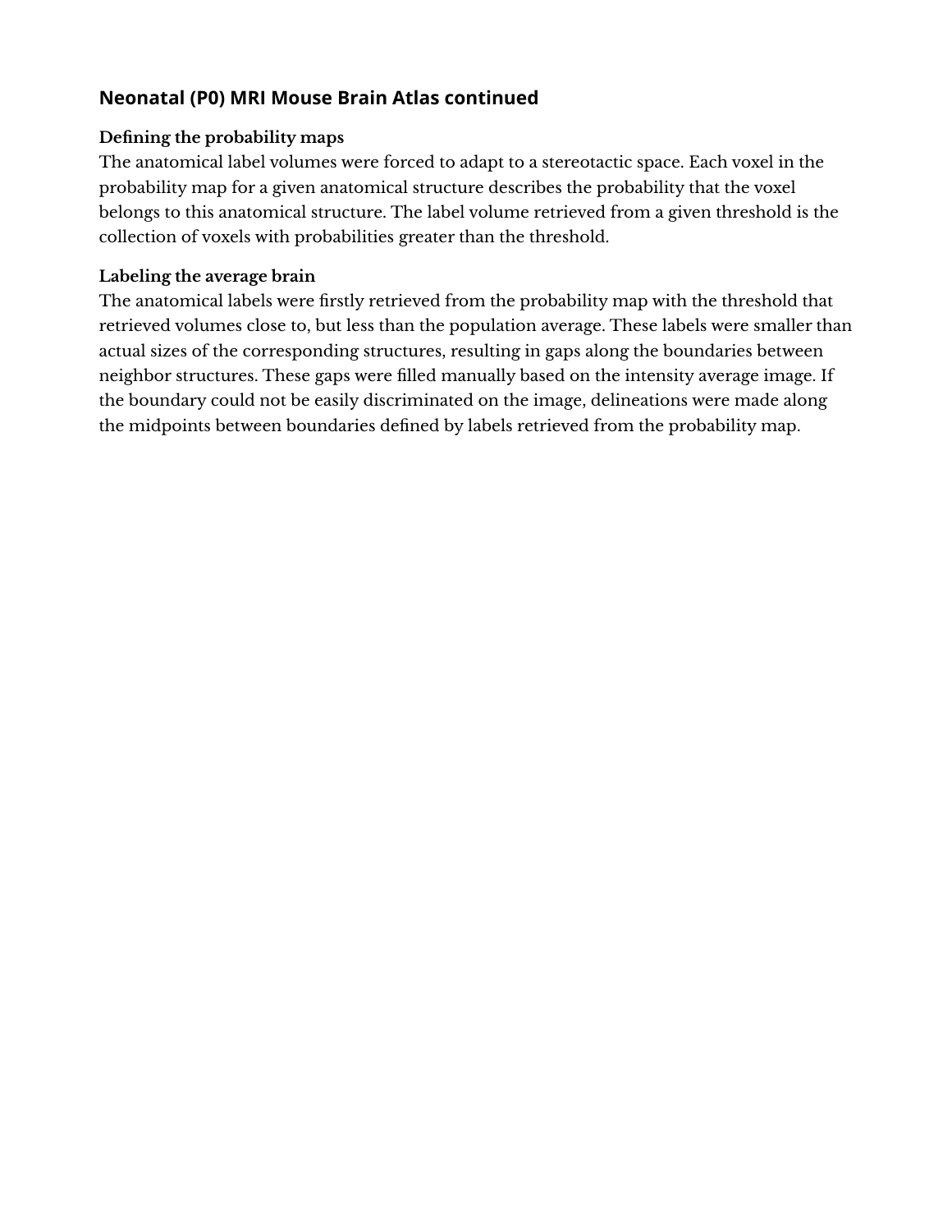## Neonatal (P0) MRI Mouse Brain Atlas continued

**Defining the probability maps**
The anatomical label volumes were forced to adapt to a stereotactic space. Each voxel in the probability map for a given anatomical structure describes the probability that the voxel belongs to this anatomical structure. The label volume retrieved from a given threshold is the collection of voxels with probabilities greater than the threshold.

**Labeling the average brain**
The anatomical labels were firstly retrieved from the probability map with the threshold that retrieved volumes close to, but less than the population average. These labels were smaller than actual sizes of the corresponding structures, resulting in gaps along the boundaries between neighbor structures. These gaps were filled manually based on the intensity average image. If the boundary could not be easily discriminated on the image, delineations were made along the midpoints between boundaries defined by labels retrieved from the probability map.